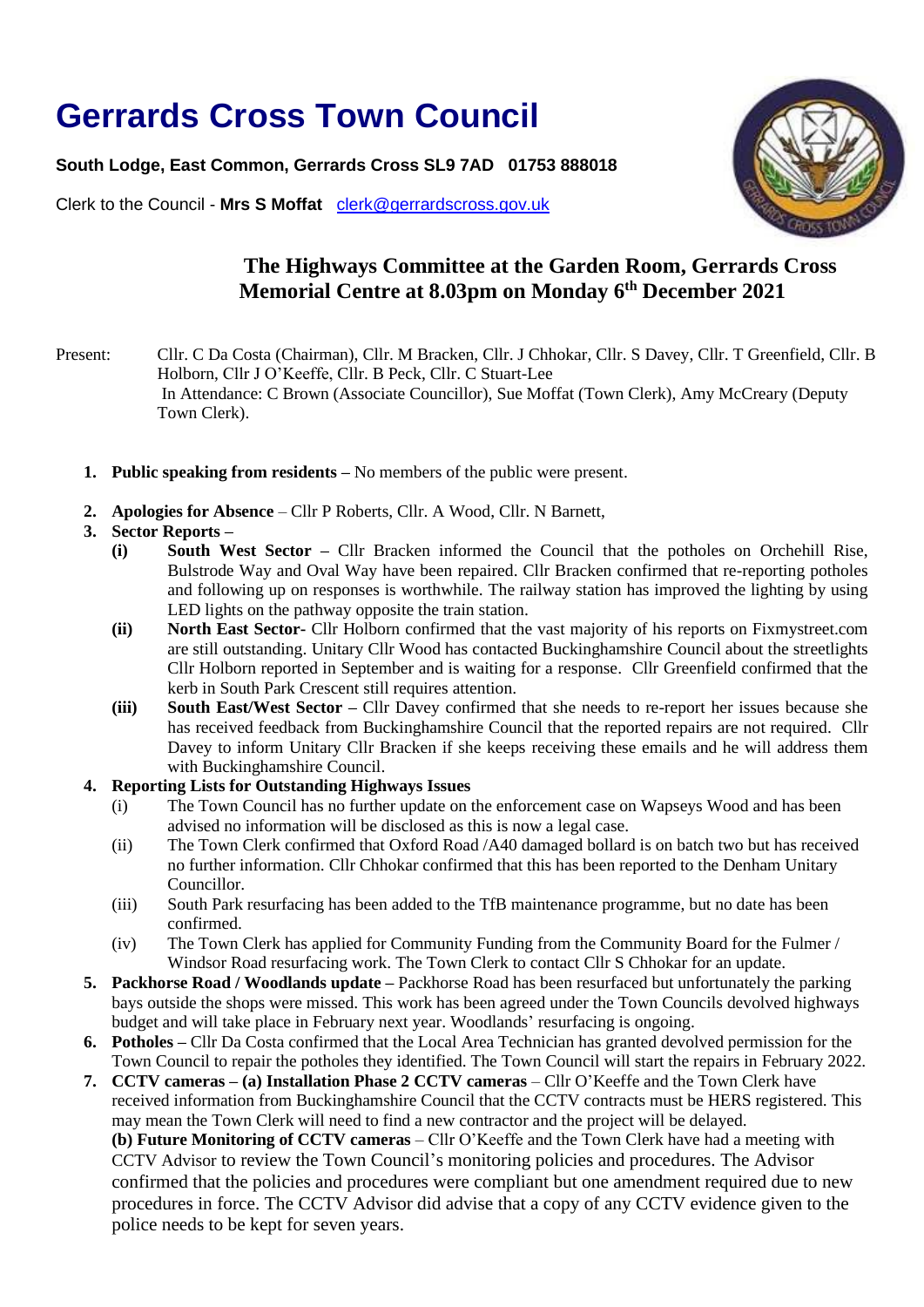# Gerrards Cross Town Council

**South Lodge, East Common, Gerrards Cross SL9 7AD 01753 888018**

Clerk to the Council - **Mrs S Moffat** clerk@gerrardscross.gov.uk

## The Highways Committee at the Garden Room, Gerrards Cross Memorial Centre at 8.03pm on Monday 6th December 2021

Present: Cllr. C Da Costa (Chairman), Cllr. M Bracken, Cllr. J Chhokar, Cllr. S Davey, Cllr. T Greenfield, Cllr. B Holborn, Cllr J O'Keeffe, Cllr. B Peck, Cllr. C Stuart-Lee
In Attendance: C Brown (Associate Councillor), Sue Moffat (Town Clerk), Amy McCreary (Deputy Town Clerk).

1. **Public speaking from residents –** No members of the public were present.

2. **Apologies for Absence** – Cllr P Roberts, Cllr. A Wood, Cllr. N Barnett,

3. **Sector Reports –**
   - **(i) South West Sector –** Cllr Bracken informed the Council that the potholes on Orchehill Rise, Bulstrode Way and Oval Way have been repaired. Cllr Bracken confirmed that re-reporting potholes and following up on responses is worthwhile. The railway station has improved the lighting by using LED lights on the pathway opposite the train station.
   - **(ii) North East Sector-** Cllr Holborn confirmed that the vast majority of his reports on Fixmystreet.com are still outstanding. Unitary Cllr Wood has contacted Buckinghamshire Council about the streetlights Cllr Holborn reported in September and is waiting for a response. Cllr Greenfield confirmed that the kerb in South Park Crescent still requires attention.
   - **(iii) South East/West Sector –** Cllr Davey confirmed that she needs to re-report her issues because she has received feedback from Buckinghamshire Council that the reported repairs are not required. Cllr Davey to inform Unitary Cllr Bracken if she keeps receiving these emails and he will address them with Buckinghamshire Council.

4. **Reporting Lists for Outstanding Highways Issues**
   - (i) The Town Council has no further update on the enforcement case on Wapseys Wood and has been advised no information will be disclosed as this is now a legal case.
   - (ii) The Town Clerk confirmed that Oxford Road /A40 damaged bollard is on batch two but has received no further information. Cllr Chhokar confirmed that this has been reported to the Denham Unitary Councillor.
   - (iii) South Park resurfacing has been added to the TfB maintenance programme, but no date has been confirmed.
   - (iv) The Town Clerk has applied for Community Funding from the Community Board for the Fulmer / Windsor Road resurfacing work. The Town Clerk to contact Cllr S Chhokar for an update.

5. **Packhorse Road / Woodlands update –** Packhorse Road has been resurfaced but unfortunately the parking bays outside the shops were missed. This work has been agreed under the Town Councils devolved highways budget and will take place in February next year. Woodlands' resurfacing is ongoing.

6. **Potholes –** Cllr Da Costa confirmed that the Local Area Technician has granted devolved permission for the Town Council to repair the potholes they identified. The Town Council will start the repairs in February 2022.

7. **CCTV cameras – (a) Installation Phase 2 CCTV cameras** – Cllr O'Keeffe and the Town Clerk have received information from Buckinghamshire Council that the CCTV contracts must be HERS registered. This may mean the Town Clerk will need to find a new contractor and the project will be delayed.
   **(b) Future Monitoring of CCTV cameras** – Cllr O'Keeffe and the Town Clerk have had a meeting with CCTV Advisor to review the Town Council's monitoring policies and procedures. The Advisor confirmed that the policies and procedures were compliant but one amendment required due to new procedures in force. The CCTV Advisor did advise that a copy of any CCTV evidence given to the police needs to be kept for seven years.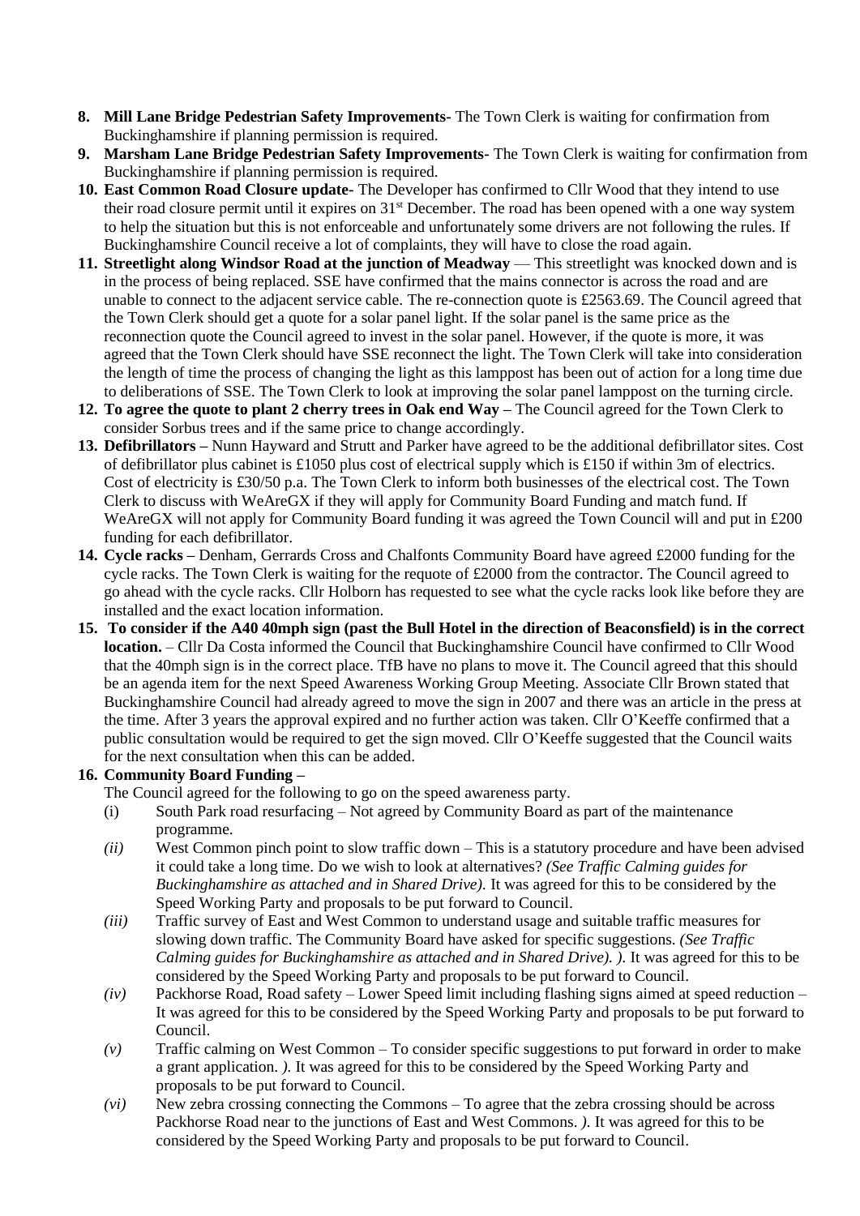8. **Mill Lane Bridge Pedestrian Safety Improvements-** The Town Clerk is waiting for confirmation from Buckinghamshire if planning permission is required.
9. **Marsham Lane Bridge Pedestrian Safety Improvements-** The Town Clerk is waiting for confirmation from Buckinghamshire if planning permission is required.
10. **East Common Road Closure update-** The Developer has confirmed to Cllr Wood that they intend to use their road closure permit until it expires on 31st December. The road has been opened with a one way system to help the situation but this is not enforceable and unfortunately some drivers are not following the rules. If Buckinghamshire Council receive a lot of complaints, they will have to close the road again.
11. **Streetlight along Windsor Road at the junction of Meadway** — This streetlight was knocked down and is in the process of being replaced. SSE have confirmed that the mains connector is across the road and are unable to connect to the adjacent service cable. The re-connection quote is £2563.69. The Council agreed that the Town Clerk should get a quote for a solar panel light. If the solar panel is the same price as the reconnection quote the Council agreed to invest in the solar panel. However, if the quote is more, it was agreed that the Town Clerk should have SSE reconnect the light. The Town Clerk will take into consideration the length of time the process of changing the light as this lamppost has been out of action for a long time due to deliberations of SSE. The Town Clerk to look at improving the solar panel lamppost on the turning circle.
12. **To agree the quote to plant 2 cherry trees in Oak end Way –** The Council agreed for the Town Clerk to consider Sorbus trees and if the same price to change accordingly.
13. **Defibrillators –** Nunn Hayward and Strutt and Parker have agreed to be the additional defibrillator sites. Cost of defibrillator plus cabinet is £1050 plus cost of electrical supply which is £150 if within 3m of electrics. Cost of electricity is £30/50 p.a. The Town Clerk to inform both businesses of the electrical cost. The Town Clerk to discuss with WeAreGX if they will apply for Community Board Funding and match fund. If WeAreGX will not apply for Community Board funding it was agreed the Town Council will and put in £200 funding for each defibrillator.
14. **Cycle racks –** Denham, Gerrards Cross and Chalfonts Community Board have agreed £2000 funding for the cycle racks. The Town Clerk is waiting for the requote of £2000 from the contractor. The Council agreed to go ahead with the cycle racks. Cllr Holborn has requested to see what the cycle racks look like before they are installed and the exact location information.
15. **To consider if the A40 40mph sign (past the Bull Hotel in the direction of Beaconsfield) is in the correct location.** – Cllr Da Costa informed the Council that Buckinghamshire Council have confirmed to Cllr Wood that the 40mph sign is in the correct place. TfB have no plans to move it. The Council agreed that this should be an agenda item for the next Speed Awareness Working Group Meeting. Associate Cllr Brown stated that Buckinghamshire Council had already agreed to move the sign in 2007 and there was an article in the press at the time. After 3 years the approval expired and no further action was taken. Cllr O'Keeffe confirmed that a public consultation would be required to get the sign moved. Cllr O'Keeffe suggested that the Council waits for the next consultation when this can be added.
16. **Community Board Funding –**

    The Council agreed for the following to go on the speed awareness party.

    (i) South Park road resurfacing – Not agreed by Community Board as part of the maintenance programme.

    *(ii)* West Common pinch point to slow traffic down – This is a statutory procedure and have been advised it could take a long time. Do we wish to look at alternatives? *(See Traffic Calming guides for Buckinghamshire as attached and in Shared Drive).* It was agreed for this to be considered by the Speed Working Party and proposals to be put forward to Council.

    *(iii)* Traffic survey of East and West Common to understand usage and suitable traffic measures for slowing down traffic. The Community Board have asked for specific suggestions. *(See Traffic Calming guides for Buckinghamshire as attached and in Shared Drive). ).* It was agreed for this to be considered by the Speed Working Party and proposals to be put forward to Council.

    *(iv)* Packhorse Road, Road safety – Lower Speed limit including flashing signs aimed at speed reduction – It was agreed for this to be considered by the Speed Working Party and proposals to be put forward to Council.

    *(v)* Traffic calming on West Common – To consider specific suggestions to put forward in order to make a grant application. *).* It was agreed for this to be considered by the Speed Working Party and proposals to be put forward to Council.

    *(vi)* New zebra crossing connecting the Commons – To agree that the zebra crossing should be across Packhorse Road near to the junctions of East and West Commons. *).* It was agreed for this to be considered by the Speed Working Party and proposals to be put forward to Council.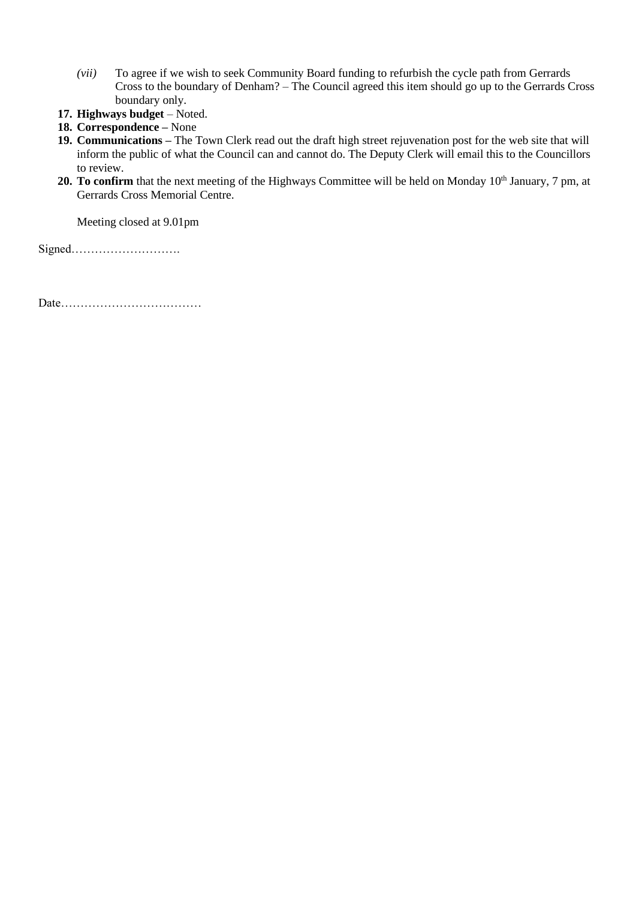*(vii)* To agree if we wish to seek Community Board funding to refurbish the cycle path from Gerrards Cross to the boundary of Denham? – The Council agreed this item should go up to the Gerrards Cross boundary only.

17. **Highways budget** – Noted.
18. **Correspondence –** None
19. **Communications –** The Town Clerk read out the draft high street rejuvenation post for the web site that will inform the public of what the Council can and cannot do. The Deputy Clerk will email this to the Councillors to review.
20. **To confirm** that the next meeting of the Highways Committee will be held on Monday 10th January, 7 pm, at Gerrards Cross Memorial Centre.

Meeting closed at 9.01pm

Signed……………………….

Date………………………………